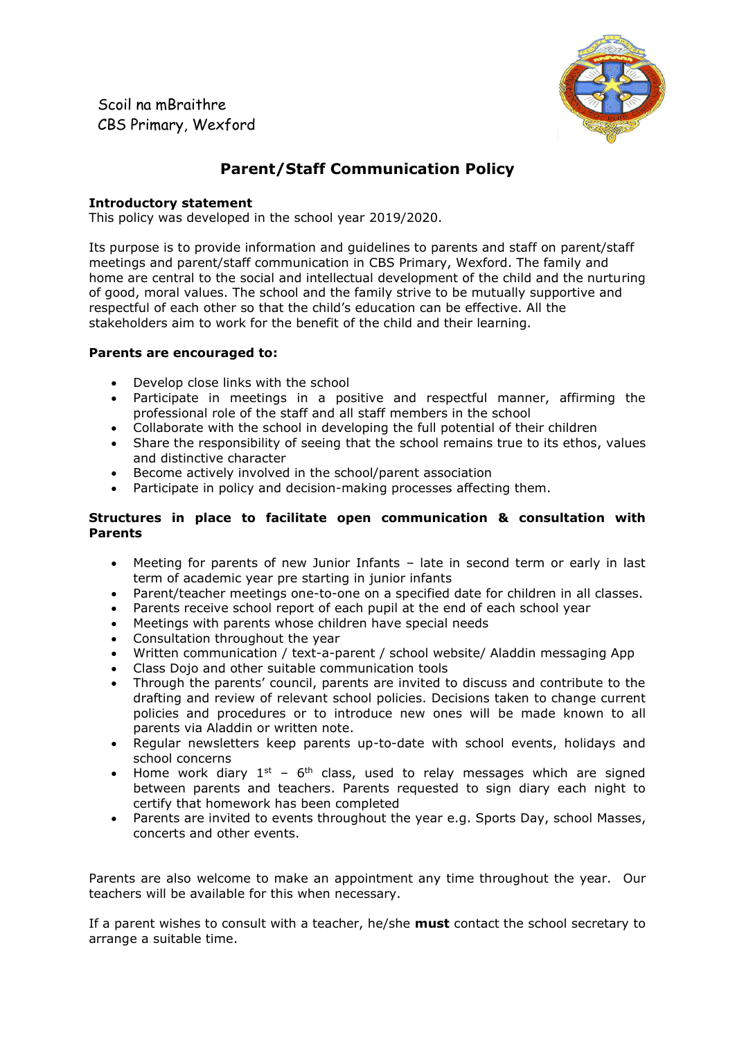Scoil na mBraithre
CBS Primary, Wexford

# Parent/Staff Communication Policy

**Introductory statement**
This policy was developed in the school year 2019/2020.

Its purpose is to provide information and guidelines to parents and staff on parent/staff meetings and parent/staff communication in CBS Primary, Wexford. The family and home are central to the social and intellectual development of the child and the nurturing of good, moral values. The school and the family strive to be mutually supportive and respectful of each other so that the child's education can be effective. All the stakeholders aim to work for the benefit of the child and their learning.

**Parents are encouraged to:**

- Develop close links with the school
- Participate in meetings in a positive and respectful manner, affirming the professional role of the staff and all staff members in the school
- Collaborate with the school in developing the full potential of their children
- Share the responsibility of seeing that the school remains true to its ethos, values and distinctive character
- Become actively involved in the school/parent association
- Participate in policy and decision-making processes affecting them.

**Structures in place to facilitate open communication & consultation with Parents**

- Meeting for parents of new Junior Infants – late in second term or early in last term of academic year pre starting in junior infants
- Parent/teacher meetings one-to-one on a specified date for children in all classes.
- Parents receive school report of each pupil at the end of each school year
- Meetings with parents whose children have special needs
- Consultation throughout the year
- Written communication / text-a-parent / school website/ Aladdin messaging App
- Class Dojo and other suitable communication tools
- Through the parents' council, parents are invited to discuss and contribute to the drafting and review of relevant school policies. Decisions taken to change current policies and procedures or to introduce new ones will be made known to all parents via Aladdin or written note.
- Regular newsletters keep parents up-to-date with school events, holidays and school concerns
- Home work diary 1st – 6th class, used to relay messages which are signed between parents and teachers. Parents requested to sign diary each night to certify that homework has been completed
- Parents are invited to events throughout the year e.g. Sports Day, school Masses, concerts and other events.

Parents are also welcome to make an appointment any time throughout the year. Our teachers will be available for this when necessary.

If a parent wishes to consult with a teacher, he/she **must** contact the school secretary to arrange a suitable time.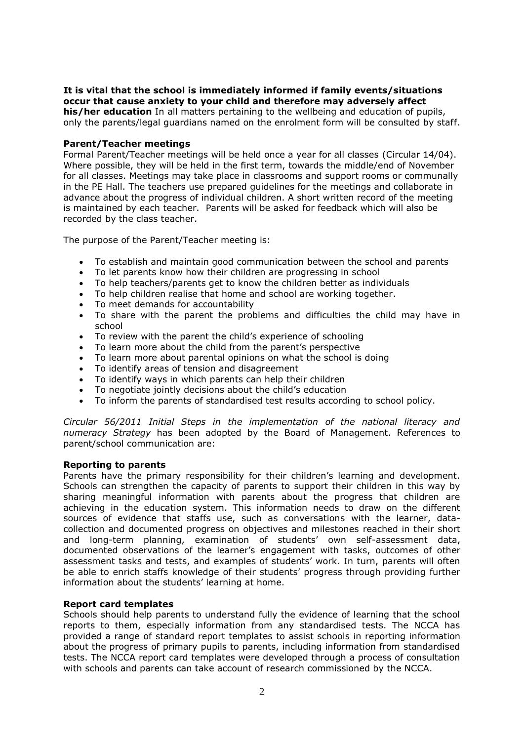**It is vital that the school is immediately informed if family events/situations occur that cause anxiety to your child and therefore may adversely affect his/her education** In all matters pertaining to the wellbeing and education of pupils, only the parents/legal guardians named on the enrolment form will be consulted by staff.

**Parent/Teacher meetings**

Formal Parent/Teacher meetings will be held once a year for all classes (Circular 14/04). Where possible, they will be held in the first term, towards the middle/end of November for all classes. Meetings may take place in classrooms and support rooms or communally in the PE Hall. The teachers use prepared guidelines for the meetings and collaborate in advance about the progress of individual children. A short written record of the meeting is maintained by each teacher. Parents will be asked for feedback which will also be recorded by the class teacher.

The purpose of the Parent/Teacher meeting is:

- To establish and maintain good communication between the school and parents
- To let parents know how their children are progressing in school
- To help teachers/parents get to know the children better as individuals
- To help children realise that home and school are working together.
- To meet demands for accountability
- To share with the parent the problems and difficulties the child may have in school
- To review with the parent the child's experience of schooling
- To learn more about the child from the parent's perspective
- To learn more about parental opinions on what the school is doing
- To identify areas of tension and disagreement
- To identify ways in which parents can help their children
- To negotiate jointly decisions about the child's education
- To inform the parents of standardised test results according to school policy.

*Circular 56/2011 Initial Steps in the implementation of the national literacy and numeracy Strategy* has been adopted by the Board of Management. References to parent/school communication are:

**Reporting to parents**

Parents have the primary responsibility for their children's learning and development. Schools can strengthen the capacity of parents to support their children in this way by sharing meaningful information with parents about the progress that children are achieving in the education system. This information needs to draw on the different sources of evidence that staffs use, such as conversations with the learner, data-collection and documented progress on objectives and milestones reached in their short and long-term planning, examination of students' own self-assessment data, documented observations of the learner's engagement with tasks, outcomes of other assessment tasks and tests, and examples of students' work. In turn, parents will often be able to enrich staffs knowledge of their students' progress through providing further information about the students' learning at home.

**Report card templates**

Schools should help parents to understand fully the evidence of learning that the school reports to them, especially information from any standardised tests. The NCCA has provided a range of standard report templates to assist schools in reporting information about the progress of primary pupils to parents, including information from standardised tests. The NCCA report card templates were developed through a process of consultation with schools and parents can take account of research commissioned by the NCCA.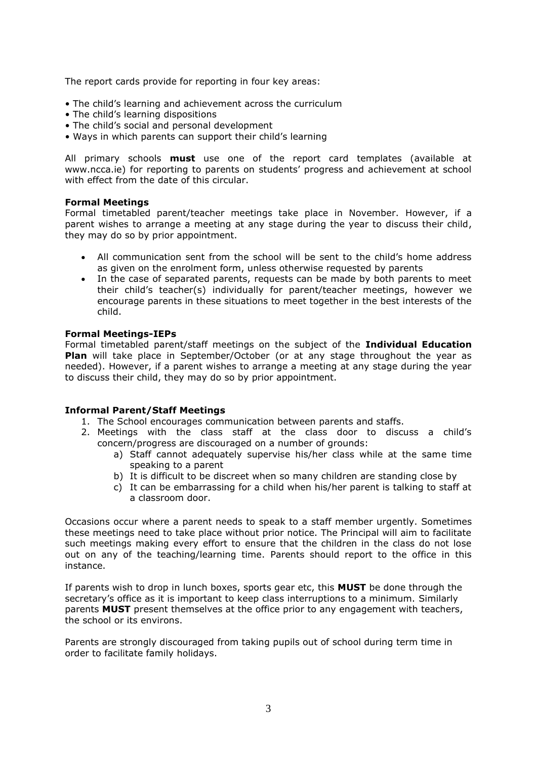The report cards provide for reporting in four key areas:

- The child's learning and achievement across the curriculum
- The child's learning dispositions
- The child's social and personal development
- Ways in which parents can support their child's learning

All primary schools **must** use one of the report card templates (available at www.ncca.ie) for reporting to parents on students' progress and achievement at school with effect from the date of this circular.

**Formal Meetings**
Formal timetabled parent/teacher meetings take place in November. However, if a parent wishes to arrange a meeting at any stage during the year to discuss their child, they may do so by prior appointment.

- All communication sent from the school will be sent to the child's home address as given on the enrolment form, unless otherwise requested by parents
- In the case of separated parents, requests can be made by both parents to meet their child's teacher(s) individually for parent/teacher meetings, however we encourage parents in these situations to meet together in the best interests of the child.

**Formal Meetings-IEPs**
Formal timetabled parent/staff meetings on the subject of the **Individual Education Plan** will take place in September/October (or at any stage throughout the year as needed). However, if a parent wishes to arrange a meeting at any stage during the year to discuss their child, they may do so by prior appointment.

**Informal Parent/Staff Meetings**

1. The School encourages communication between parents and staffs.
2. Meetings with the class staff at the class door to discuss a child's concern/progress are discouraged on a number of grounds:
    a) Staff cannot adequately supervise his/her class while at the same time speaking to a parent
    b) It is difficult to be discreet when so many children are standing close by
    c) It can be embarrassing for a child when his/her parent is talking to staff at a classroom door.

Occasions occur where a parent needs to speak to a staff member urgently. Sometimes these meetings need to take place without prior notice. The Principal will aim to facilitate such meetings making every effort to ensure that the children in the class do not lose out on any of the teaching/learning time. Parents should report to the office in this instance.

If parents wish to drop in lunch boxes, sports gear etc, this **MUST** be done through the secretary's office as it is important to keep class interruptions to a minimum. Similarly parents **MUST** present themselves at the office prior to any engagement with teachers, the school or its environs.

Parents are strongly discouraged from taking pupils out of school during term time in order to facilitate family holidays.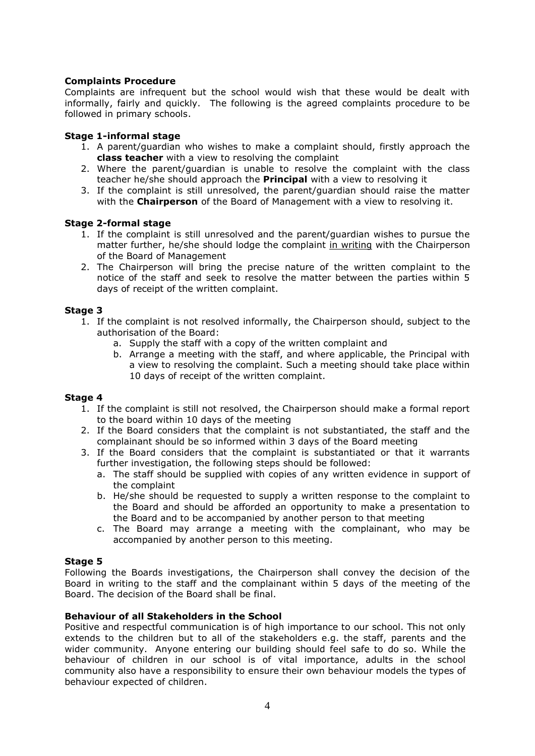## Complaints Procedure

Complaints are infrequent but the school would wish that these would be dealt with informally, fairly and quickly. The following is the agreed complaints procedure to be followed in primary schools.

### Stage 1-informal stage

1. A parent/guardian who wishes to make a complaint should, firstly approach the **class teacher** with a view to resolving the complaint
2. Where the parent/guardian is unable to resolve the complaint with the class teacher he/she should approach the **Principal** with a view to resolving it
3. If the complaint is still unresolved, the parent/guardian should raise the matter with the **Chairperson** of the Board of Management with a view to resolving it.

### Stage 2-formal stage

1. If the complaint is still unresolved and the parent/guardian wishes to pursue the matter further, he/she should lodge the complaint <u>in writing</u> with the Chairperson of the Board of Management
2. The Chairperson will bring the precise nature of the written complaint to the notice of the staff and seek to resolve the matter between the parties within 5 days of receipt of the written complaint.

### Stage 3

1. If the complaint is not resolved informally, the Chairperson should, subject to the authorisation of the Board:
   a. Supply the staff with a copy of the written complaint and
   b. Arrange a meeting with the staff, and where applicable, the Principal with a view to resolving the complaint. Such a meeting should take place within 10 days of receipt of the written complaint.

### Stage 4

1. If the complaint is still not resolved, the Chairperson should make a formal report to the board within 10 days of the meeting
2. If the Board considers that the complaint is not substantiated, the staff and the complainant should be so informed within 3 days of the Board meeting
3. If the Board considers that the complaint is substantiated or that it warrants further investigation, the following steps should be followed:
   a. The staff should be supplied with copies of any written evidence in support of the complaint
   b. He/she should be requested to supply a written response to the complaint to the Board and should be afforded an opportunity to make a presentation to the Board and to be accompanied by another person to that meeting
   c. The Board may arrange a meeting with the complainant, who may be accompanied by another person to this meeting.

### Stage 5

Following the Boards investigations, the Chairperson shall convey the decision of the Board in writing to the staff and the complainant within 5 days of the meeting of the Board. The decision of the Board shall be final.

## Behaviour of all Stakeholders in the School

Positive and respectful communication is of high importance to our school. This not only extends to the children but to all of the stakeholders e.g. the staff, parents and the wider community. Anyone entering our building should feel safe to do so. While the behaviour of children in our school is of vital importance, adults in the school community also have a responsibility to ensure their own behaviour models the types of behaviour expected of children.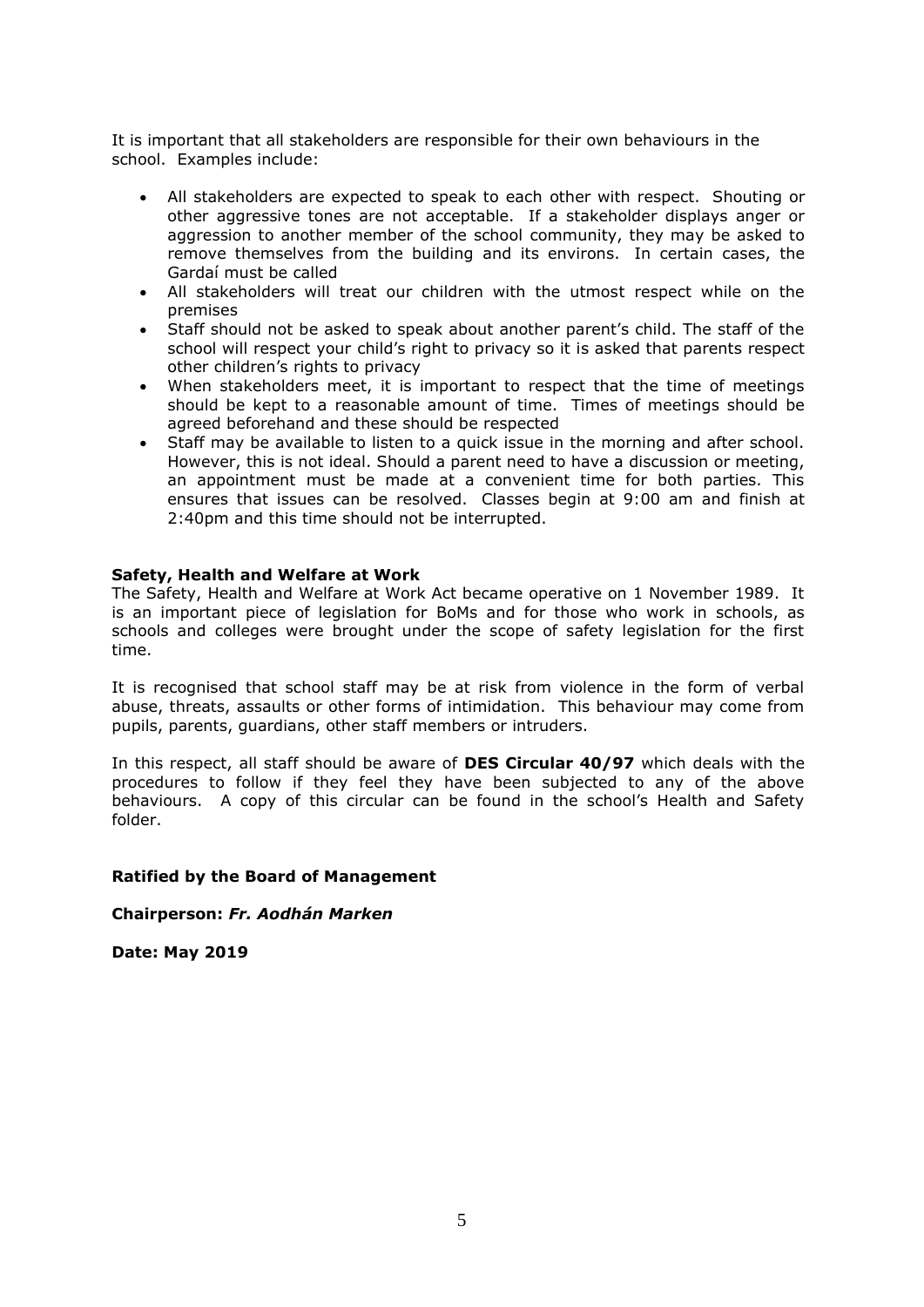It is important that all stakeholders are responsible for their own behaviours in the school. Examples include:

- All stakeholders are expected to speak to each other with respect. Shouting or other aggressive tones are not acceptable. If a stakeholder displays anger or aggression to another member of the school community, they may be asked to remove themselves from the building and its environs. In certain cases, the Gardaí must be called
- All stakeholders will treat our children with the utmost respect while on the premises
- Staff should not be asked to speak about another parent's child. The staff of the school will respect your child's right to privacy so it is asked that parents respect other children's rights to privacy
- When stakeholders meet, it is important to respect that the time of meetings should be kept to a reasonable amount of time. Times of meetings should be agreed beforehand and these should be respected
- Staff may be available to listen to a quick issue in the morning and after school. However, this is not ideal. Should a parent need to have a discussion or meeting, an appointment must be made at a convenient time for both parties. This ensures that issues can be resolved. Classes begin at 9:00 am and finish at 2:40pm and this time should not be interrupted.

**Safety, Health and Welfare at Work**

The Safety, Health and Welfare at Work Act became operative on 1 November 1989. It is an important piece of legislation for BoMs and for those who work in schools, as schools and colleges were brought under the scope of safety legislation for the first time.

It is recognised that school staff may be at risk from violence in the form of verbal abuse, threats, assaults or other forms of intimidation. This behaviour may come from pupils, parents, guardians, other staff members or intruders.

In this respect, all staff should be aware of **DES Circular 40/97** which deals with the procedures to follow if they feel they have been subjected to any of the above behaviours. A copy of this circular can be found in the school's Health and Safety folder.

**Ratified by the Board of Management**

**Chairperson:** ***Fr. Aodhán Marken***

**Date: May 2019**